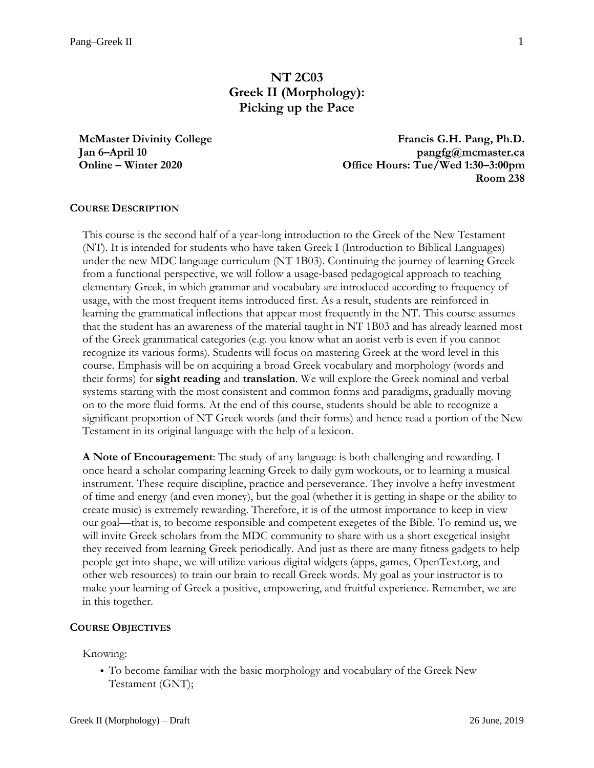# NT 2C03
# Greek II (Morphology): Picking up the Pace

**McMaster Divinity College**
**Jan 6–April 10**
**Online – Winter 2020**

**Francis G.H. Pang, Ph.D.**
**pangfg@mcmaster.ca**
**Office Hours: Tue/Wed 1:30–3:00pm**
**Room 238**

## COURSE DESCRIPTION

This course is the second half of a year-long introduction to the Greek of the New Testament (NT). It is intended for students who have taken Greek I (Introduction to Biblical Languages) under the new MDC language curriculum (NT 1B03). Continuing the journey of learning Greek from a functional perspective, we will follow a usage-based pedagogical approach to teaching elementary Greek, in which grammar and vocabulary are introduced according to frequency of usage, with the most frequent items introduced first. As a result, students are reinforced in learning the grammatical inflections that appear most frequently in the NT. This course assumes that the student has an awareness of the material taught in NT 1B03 and has already learned most of the Greek grammatical categories (e.g. you know what an aorist verb is even if you cannot recognize its various forms). Students will focus on mastering Greek at the word level in this course. Emphasis will be on acquiring a broad Greek vocabulary and morphology (words and their forms) for **sight reading** and **translation**. We will explore the Greek nominal and verbal systems starting with the most consistent and common forms and paradigms, gradually moving on to the more fluid forms. At the end of this course, students should be able to recognize a significant proportion of NT Greek words (and their forms) and hence read a portion of the New Testament in its original language with the help of a lexicon.

**A Note of Encouragement**: The study of any language is both challenging and rewarding. I once heard a scholar comparing learning Greek to daily gym workouts, or to learning a musical instrument. These require discipline, practice and perseverance. They involve a hefty investment of time and energy (and even money), but the goal (whether it is getting in shape or the ability to create music) is extremely rewarding. Therefore, it is of the utmost importance to keep in view our goal—that is, to become responsible and competent exegetes of the Bible. To remind us, we will invite Greek scholars from the MDC community to share with us a short exegetical insight they received from learning Greek periodically. And just as there are many fitness gadgets to help people get into shape, we will utilize various digital widgets (apps, games, OpenText.org, and other web resources) to train our brain to recall Greek words. My goal as your instructor is to make your learning of Greek a positive, empowering, and fruitful experience. Remember, we are in this together.

## COURSE OBJECTIVES

Knowing:

- To become familiar with the basic morphology and vocabulary of the Greek New Testament (GNT);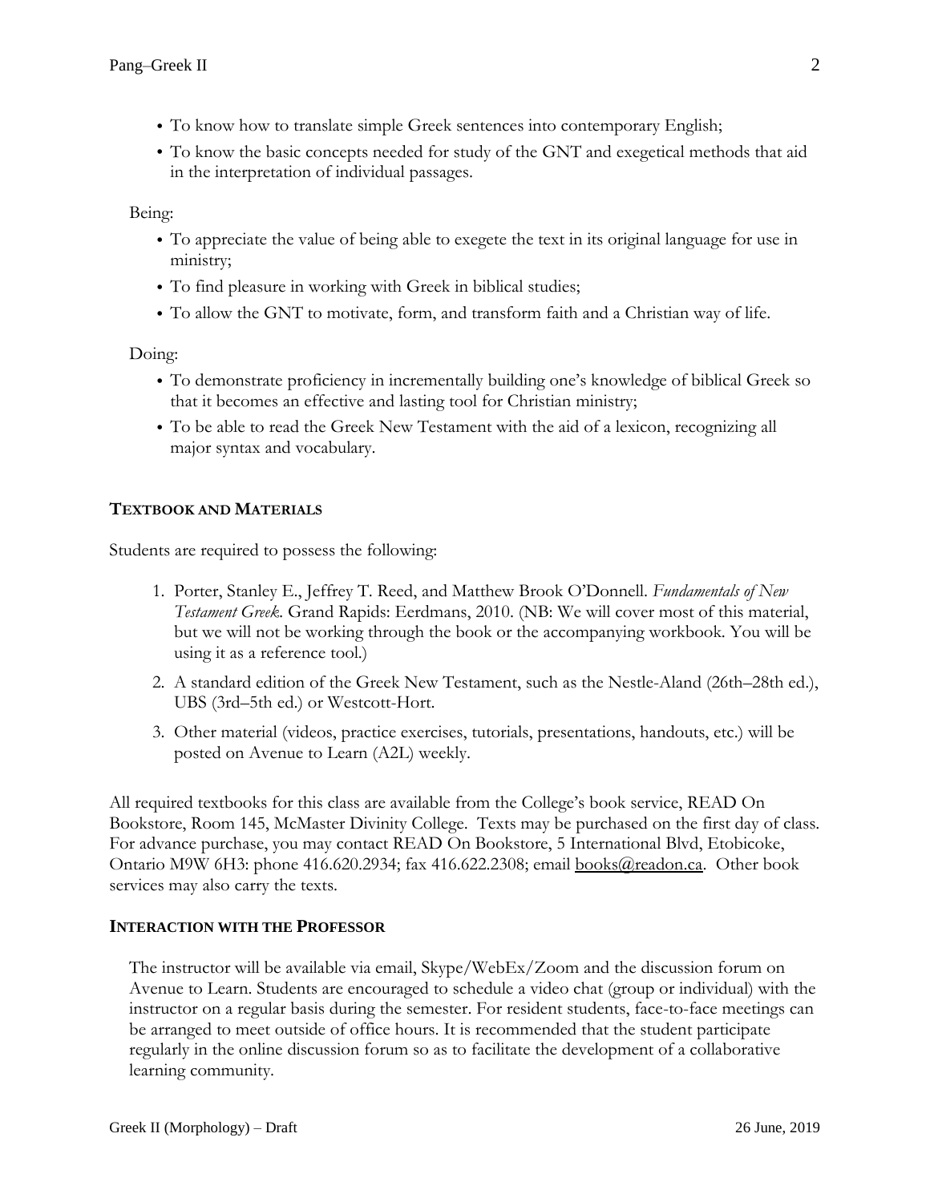- To know how to translate simple Greek sentences into contemporary English;
- To know the basic concepts needed for study of the GNT and exegetical methods that aid in the interpretation of individual passages.

Being:

- To appreciate the value of being able to exegete the text in its original language for use in ministry;
- To find pleasure in working with Greek in biblical studies;
- To allow the GNT to motivate, form, and transform faith and a Christian way of life.

Doing:

- To demonstrate proficiency in incrementally building one's knowledge of biblical Greek so that it becomes an effective and lasting tool for Christian ministry;
- To be able to read the Greek New Testament with the aid of a lexicon, recognizing all major syntax and vocabulary.

## TEXTBOOK AND MATERIALS

Students are required to possess the following:

1. Porter, Stanley E., Jeffrey T. Reed, and Matthew Brook O'Donnell. *Fundamentals of New Testament Greek*. Grand Rapids: Eerdmans, 2010. (NB: We will cover most of this material, but we will not be working through the book or the accompanying workbook. You will be using it as a reference tool.)
2. A standard edition of the Greek New Testament, such as the Nestle-Aland (26th–28th ed.), UBS (3rd–5th ed.) or Westcott-Hort.
3. Other material (videos, practice exercises, tutorials, presentations, handouts, etc.) will be posted on Avenue to Learn (A2L) weekly.

All required textbooks for this class are available from the College's book service, READ On Bookstore, Room 145, McMaster Divinity College. Texts may be purchased on the first day of class. For advance purchase, you may contact READ On Bookstore, 5 International Blvd, Etobicoke, Ontario M9W 6H3: phone 416.620.2934; fax 416.622.2308; email books@readon.ca. Other book services may also carry the texts.

## INTERACTION WITH THE PROFESSOR

The instructor will be available via email, Skype/WebEx/Zoom and the discussion forum on Avenue to Learn. Students are encouraged to schedule a video chat (group or individual) with the instructor on a regular basis during the semester. For resident students, face-to-face meetings can be arranged to meet outside of office hours. It is recommended that the student participate regularly in the online discussion forum so as to facilitate the development of a collaborative learning community.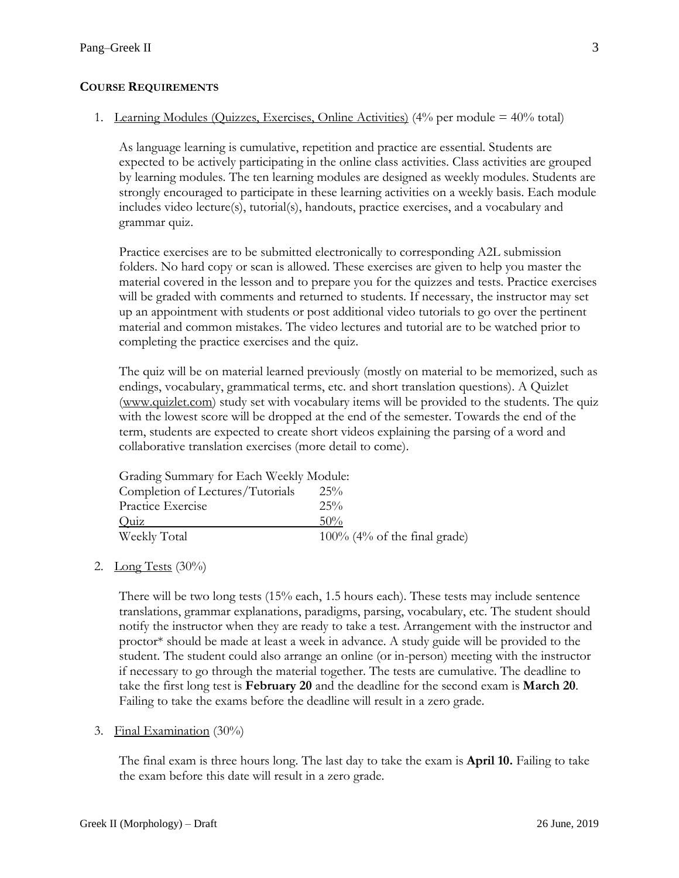**COURSE REQUIREMENTS**

1. Learning Modules (Quizzes, Exercises, Online Activities) (4% per module = 40% total)

   As language learning is cumulative, repetition and practice are essential. Students are expected to be actively participating in the online class activities. Class activities are grouped by learning modules. The ten learning modules are designed as weekly modules. Students are strongly encouraged to participate in these learning activities on a weekly basis. Each module includes video lecture(s), tutorial(s), handouts, practice exercises, and a vocabulary and grammar quiz.

   Practice exercises are to be submitted electronically to corresponding A2L submission folders. No hard copy or scan is allowed. These exercises are given to help you master the material covered in the lesson and to prepare you for the quizzes and tests. Practice exercises will be graded with comments and returned to students. If necessary, the instructor may set up an appointment with students or post additional video tutorials to go over the pertinent material and common mistakes. The video lectures and tutorial are to be watched prior to completing the practice exercises and the quiz.

   The quiz will be on material learned previously (mostly on material to be memorized, such as endings, vocabulary, grammatical terms, etc. and short translation questions). A Quizlet (www.quizlet.com) study set with vocabulary items will be provided to the students. The quiz with the lowest score will be dropped at the end of the semester. Towards the end of the term, students are expected to create short videos explaining the parsing of a word and collaborative translation exercises (more detail to come).

   | Grading Summary for Each Weekly Module: | |
   |---|---|
   | Completion of Lectures/Tutorials | 25% |
   | Practice Exercise | 25% |
   | Quiz | 50% |
   | Weekly Total | 100% (4% of the final grade) |

2. Long Tests (30%)

   There will be two long tests (15% each, 1.5 hours each). These tests may include sentence translations, grammar explanations, paradigms, parsing, vocabulary, etc. The student should notify the instructor when they are ready to take a test. Arrangement with the instructor and proctor* should be made at least a week in advance. A study guide will be provided to the student. The student could also arrange an online (or in-person) meeting with the instructor if necessary to go through the material together. The tests are cumulative. The deadline to take the first long test is **February 20** and the deadline for the second exam is **March 20**. Failing to take the exams before the deadline will result in a zero grade.

3. Final Examination (30%)

   The final exam is three hours long. The last day to take the exam is **April 10.** Failing to take the exam before this date will result in a zero grade.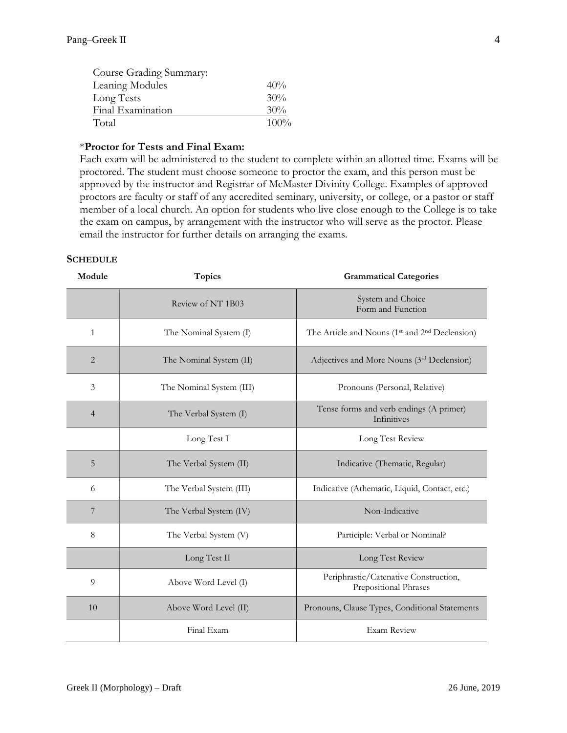Course Grading Summary:

| | |
|---|---|
| Leaning Modules | 40% |
| Long Tests | 30% |
| Final Examination | 30% |
| Total | 100% |

\***Proctor for Tests and Final Exam:**
Each exam will be administered to the student to complete within an allotted time. Exams will be proctored. The student must choose someone to proctor the exam, and this person must be approved by the instructor and Registrar of McMaster Divinity College. Examples of approved proctors are faculty or staff of any accredited seminary, university, or college, or a pastor or staff member of a local church. An option for students who live close enough to the College is to take the exam on campus, by arrangement with the instructor who will serve as the proctor. Please email the instructor for further details on arranging the exams.

### SCHEDULE

| Module | Topics | Grammatical Categories |
|---|---|---|
| | Review of NT 1B03 | System and Choice<br>Form and Function |
| 1 | The Nominal System (I) | The Article and Nouns (1st and 2nd Declension) |
| 2 | The Nominal System (II) | Adjectives and More Nouns (3rd Declension) |
| 3 | The Nominal System (III) | Pronouns (Personal, Relative) |
| 4 | The Verbal System (I) | Tense forms and verb endings (A primer)<br>Infinitives |
| | Long Test I | Long Test Review |
| 5 | The Verbal System (II) | Indicative (Thematic, Regular) |
| 6 | The Verbal System (III) | Indicative (Athematic, Liquid, Contact, etc.) |
| 7 | The Verbal System (IV) | Non-Indicative |
| 8 | The Verbal System (V) | Participle: Verbal or Nominal? |
| | Long Test II | Long Test Review |
| 9 | Above Word Level (I) | Periphrastic/Catenative Construction,<br>Prepositional Phrases |
| 10 | Above Word Level (II) | Pronouns, Clause Types, Conditional Statements |
| | Final Exam | Exam Review |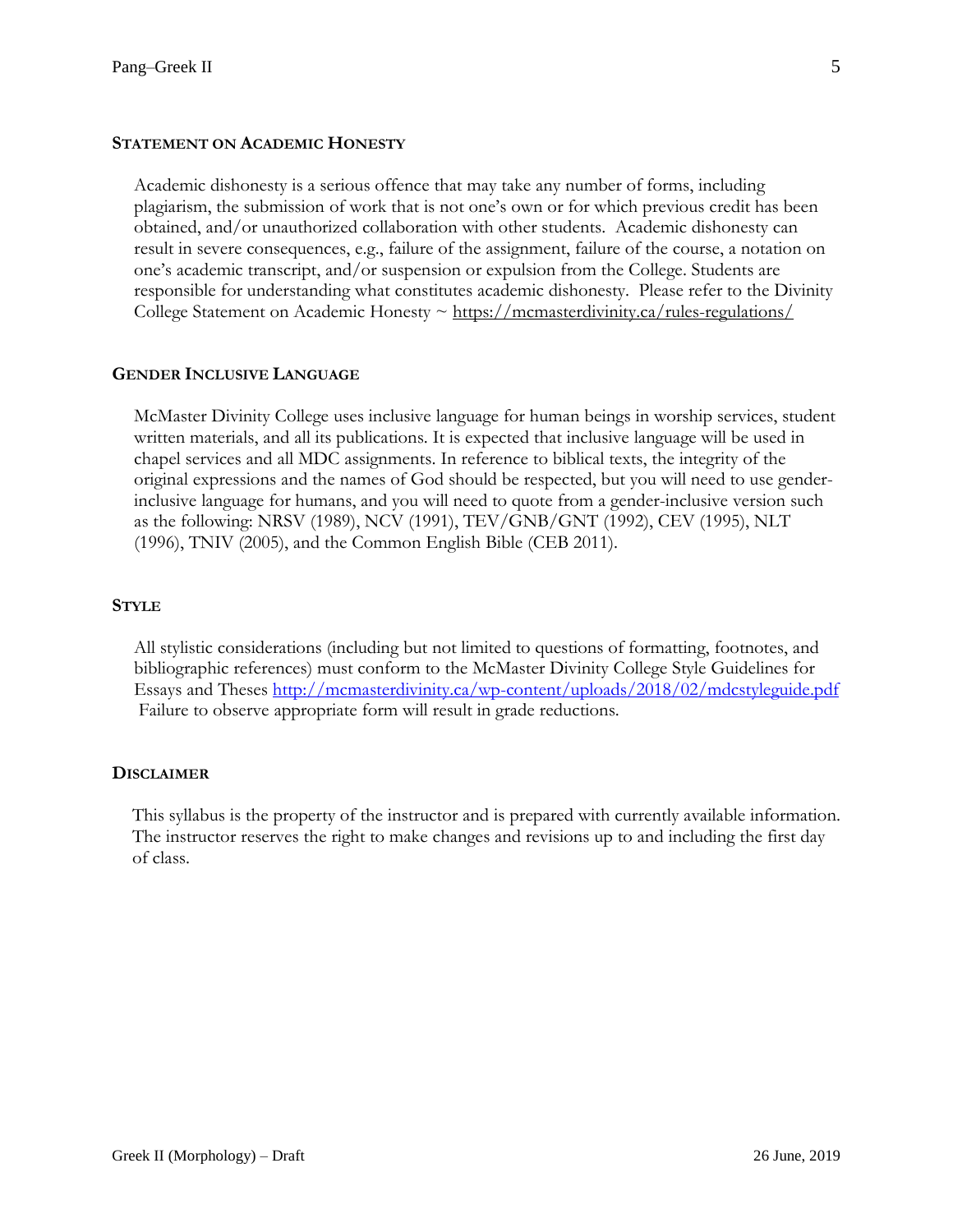### Statement on Academic Honesty

Academic dishonesty is a serious offence that may take any number of forms, including plagiarism, the submission of work that is not one's own or for which previous credit has been obtained, and/or unauthorized collaboration with other students. Academic dishonesty can result in severe consequences, e.g., failure of the assignment, failure of the course, a notation on one's academic transcript, and/or suspension or expulsion from the College. Students are responsible for understanding what constitutes academic dishonesty. Please refer to the Divinity College Statement on Academic Honesty ~ https://mcmasterdivinity.ca/rules-regulations/

### Gender Inclusive Language

McMaster Divinity College uses inclusive language for human beings in worship services, student written materials, and all its publications. It is expected that inclusive language will be used in chapel services and all MDC assignments. In reference to biblical texts, the integrity of the original expressions and the names of God should be respected, but you will need to use gender-inclusive language for humans, and you will need to quote from a gender-inclusive version such as the following: NRSV (1989), NCV (1991), TEV/GNB/GNT (1992), CEV (1995), NLT (1996), TNIV (2005), and the Common English Bible (CEB 2011).

### Style

All stylistic considerations (including but not limited to questions of formatting, footnotes, and bibliographic references) must conform to the McMaster Divinity College Style Guidelines for Essays and Theses http://mcmasterdivinity.ca/wp-content/uploads/2018/02/mdcstyleguide.pdf Failure to observe appropriate form will result in grade reductions.

### Disclaimer

This syllabus is the property of the instructor and is prepared with currently available information. The instructor reserves the right to make changes and revisions up to and including the first day of class.